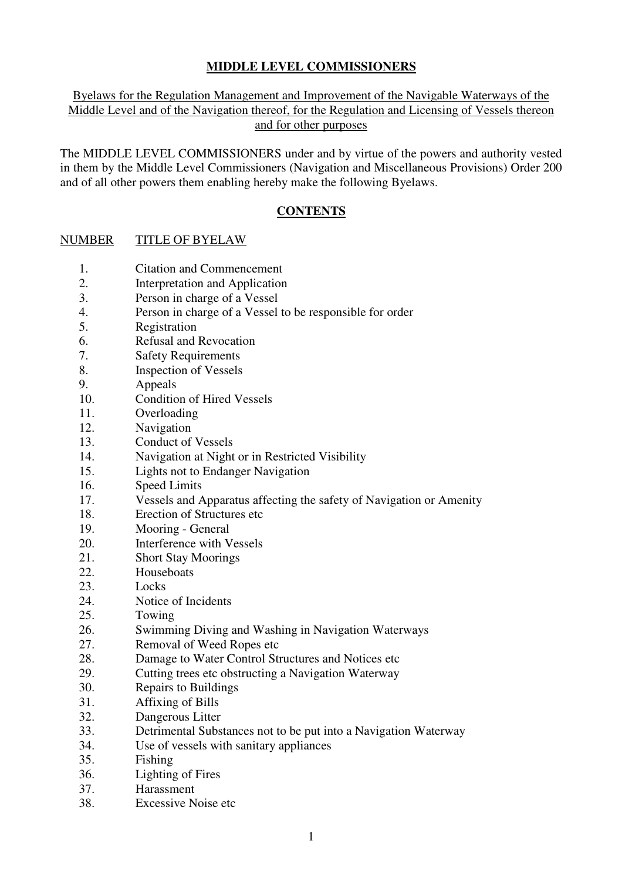# MIDDLE LEVEL COMMISSIONERS

Byelaws for the Regulation Management and Improvement of the Navigable Waterways of the Middle Level and of the Navigation thereof, for the Regulation and Licensing of Vessels thereon and for other purposes

The MIDDLE LEVEL COMMISSIONERS under and by virtue of the powers and authority vested in them by the Middle Level Commissioners (Navigation and Miscellaneous Provisions) Order 200 and of all other powers them enabling hereby make the following Byelaws.

## CONTENTS

| NUMBER | TITLE OF BYELAW |
|---|---|
| 1. | Citation and Commencement |
| 2. | Interpretation and Application |
| 3. | Person in charge of a Vessel |
| 4. | Person in charge of a Vessel to be responsible for order |
| 5. | Registration |
| 6. | Refusal and Revocation |
| 7. | Safety Requirements |
| 8. | Inspection of Vessels |
| 9. | Appeals |
| 10. | Condition of Hired Vessels |
| 11. | Overloading |
| 12. | Navigation |
| 13. | Conduct of Vessels |
| 14. | Navigation at Night or in Restricted Visibility |
| 15. | Lights not to Endanger Navigation |
| 16. | Speed Limits |
| 17. | Vessels and Apparatus affecting the safety of Navigation or Amenity |
| 18. | Erection of Structures etc |
| 19. | Mooring - General |
| 20. | Interference with Vessels |
| 21. | Short Stay Moorings |
| 22. | Houseboats |
| 23. | Locks |
| 24. | Notice of Incidents |
| 25. | Towing |
| 26. | Swimming Diving and Washing in Navigation Waterways |
| 27. | Removal of Weed Ropes etc |
| 28. | Damage to Water Control Structures and Notices etc |
| 29. | Cutting trees etc obstructing a Navigation Waterway |
| 30. | Repairs to Buildings |
| 31. | Affixing of Bills |
| 32. | Dangerous Litter |
| 33. | Detrimental Substances not to be put into a Navigation Waterway |
| 34. | Use of vessels with sanitary appliances |
| 35. | Fishing |
| 36. | Lighting of Fires |
| 37. | Harassment |
| 38. | Excessive Noise etc |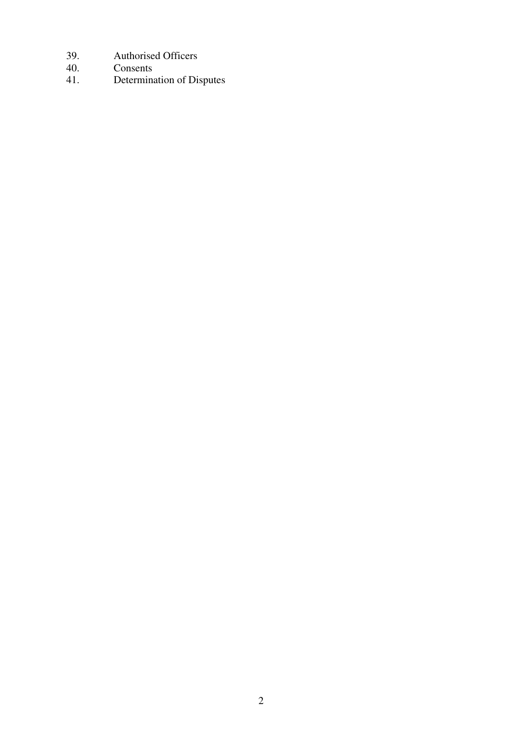39. Authorised Officers
40. Consents
41. Determination of Disputes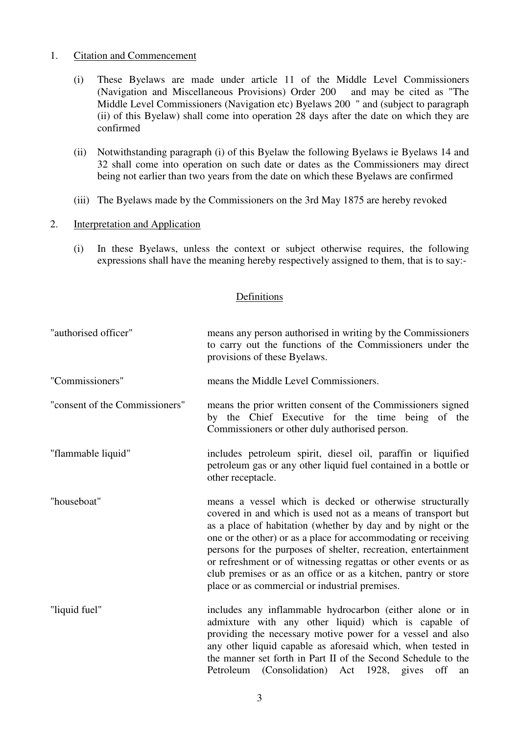1. Citation and Commencement

   (i) These Byelaws are made under article 11 of the Middle Level Commissioners (Navigation and Miscellaneous Provisions) Order 200 and may be cited as "The Middle Level Commissioners (Navigation etc) Byelaws 200 " and (subject to paragraph (ii) of this Byelaw) shall come into operation 28 days after the date on which they are confirmed

   (ii) Notwithstanding paragraph (i) of this Byelaw the following Byelaws ie Byelaws 14 and 32 shall come into operation on such date or dates as the Commissioners may direct being not earlier than two years from the date on which these Byelaws are confirmed

   (iii) The Byelaws made by the Commissioners on the 3rd May 1875 are hereby revoked

2. Interpretation and Application

   (i) In these Byelaws, unless the context or subject otherwise requires, the following expressions shall have the meaning hereby respectively assigned to them, that is to say:-

## Definitions

| | |
|---|---|
| "authorised officer" | means any person authorised in writing by the Commissioners to carry out the functions of the Commissioners under the provisions of these Byelaws. |
| "Commissioners" | means the Middle Level Commissioners. |
| "consent of the Commissioners" | means the prior written consent of the Commissioners signed by the Chief Executive for the time being of the Commissioners or other duly authorised person. |
| "flammable liquid" | includes petroleum spirit, diesel oil, paraffin or liquified petroleum gas or any other liquid fuel contained in a bottle or other receptacle. |
| "houseboat" | means a vessel which is decked or otherwise structurally covered in and which is used not as a means of transport but as a place of habitation (whether by day and by night or the one or the other) or as a place for accommodating or receiving persons for the purposes of shelter, recreation, entertainment or refreshment or of witnessing regattas or other events or as club premises or as an office or as a kitchen, pantry or store place or as commercial or industrial premises. |
| "liquid fuel" | includes any inflammable hydrocarbon (either alone or in admixture with any other liquid) which is capable of providing the necessary motive power for a vessel and also any other liquid capable as aforesaid which, when tested in the manner set forth in Part II of the Second Schedule to the Petroleum (Consolidation) Act 1928, gives off an |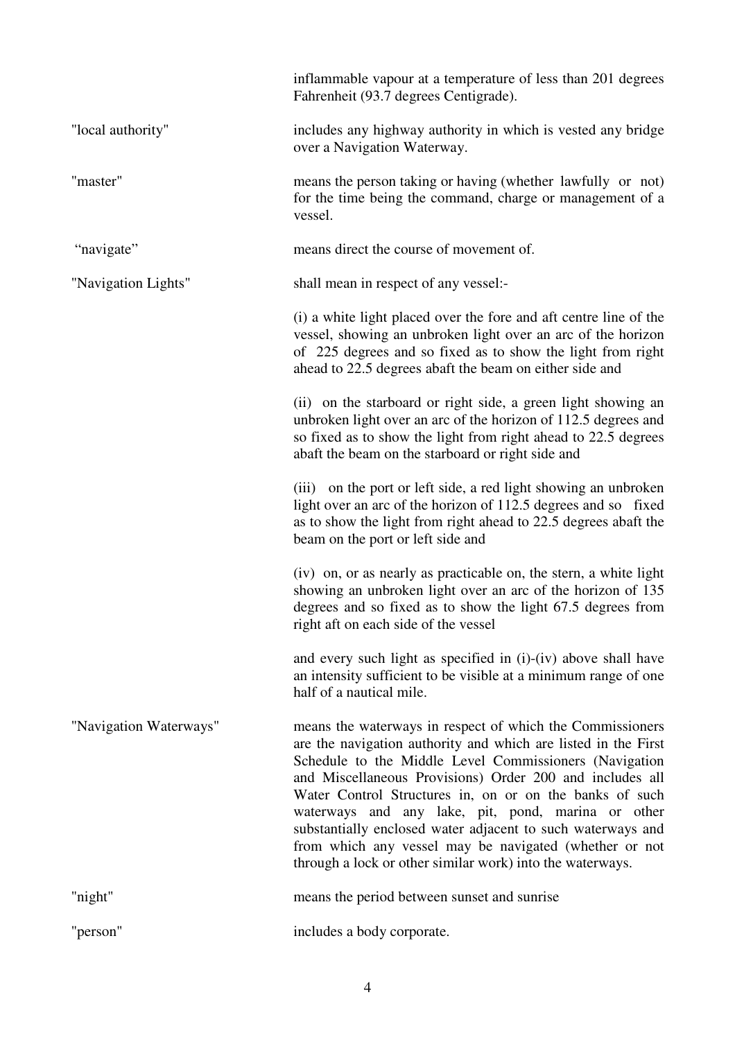inflammable vapour at a temperature of less than 201 degrees Fahrenheit (93.7 degrees Centigrade).

| | |
|---|---|
| "local authority" | includes any highway authority in which is vested any bridge over a Navigation Waterway. |
| "master" | means the person taking or having (whether lawfully or not) for the time being the command, charge or management of a vessel. |
| "navigate" | means direct the course of movement of. |
| "Navigation Lights" | shall mean in respect of any vessel:- |

(i) a white light placed over the fore and aft centre line of the vessel, showing an unbroken light over an arc of the horizon of 225 degrees and so fixed as to show the light from right ahead to 22.5 degrees abaft the beam on either side and

(ii) on the starboard or right side, a green light showing an unbroken light over an arc of the horizon of 112.5 degrees and so fixed as to show the light from right ahead to 22.5 degrees abaft the beam on the starboard or right side and

(iii) on the port or left side, a red light showing an unbroken light over an arc of the horizon of 112.5 degrees and so fixed as to show the light from right ahead to 22.5 degrees abaft the beam on the port or left side and

(iv) on, or as nearly as practicable on, the stern, a white light showing an unbroken light over an arc of the horizon of 135 degrees and so fixed as to show the light 67.5 degrees from right aft on each side of the vessel

and every such light as specified in (i)-(iv) above shall have an intensity sufficient to be visible at a minimum range of one half of a nautical mile.

| | |
|---|---|
| "Navigation Waterways" | means the waterways in respect of which the Commissioners are the navigation authority and which are listed in the First Schedule to the Middle Level Commissioners (Navigation and Miscellaneous Provisions) Order 200 and includes all Water Control Structures in, on or on the banks of such waterways and any lake, pit, pond, marina or other substantially enclosed water adjacent to such waterways and from which any vessel may be navigated (whether or not through a lock or other similar work) into the waterways. |
| "night" | means the period between sunset and sunrise |
| "person" | includes a body corporate. |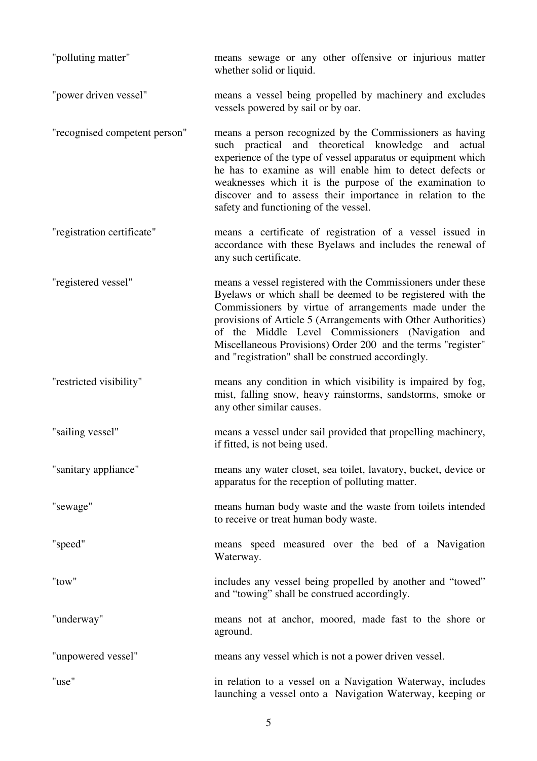| | |
|---|---|
| "polluting matter" | means sewage or any other offensive or injurious matter whether solid or liquid. |
| "power driven vessel" | means a vessel being propelled by machinery and excludes vessels powered by sail or by oar. |
| "recognised competent person" | means a person recognized by the Commissioners as having such practical and theoretical knowledge and actual experience of the type of vessel apparatus or equipment which he has to examine as will enable him to detect defects or weaknesses which it is the purpose of the examination to discover and to assess their importance in relation to the safety and functioning of the vessel. |
| "registration certificate" | means a certificate of registration of a vessel issued in accordance with these Byelaws and includes the renewal of any such certificate. |
| "registered vessel" | means a vessel registered with the Commissioners under these Byelaws or which shall be deemed to be registered with the Commissioners by virtue of arrangements made under the provisions of Article 5 (Arrangements with Other Authorities) of the Middle Level Commissioners (Navigation and Miscellaneous Provisions) Order 200 and the terms "register" and "registration" shall be construed accordingly. |
| "restricted visibility" | means any condition in which visibility is impaired by fog, mist, falling snow, heavy rainstorms, sandstorms, smoke or any other similar causes. |
| "sailing vessel" | means a vessel under sail provided that propelling machinery, if fitted, is not being used. |
| "sanitary appliance" | means any water closet, sea toilet, lavatory, bucket, device or apparatus for the reception of polluting matter. |
| "sewage" | means human body waste and the waste from toilets intended to receive or treat human body waste. |
| "speed" | means speed measured over the bed of a Navigation Waterway. |
| "tow" | includes any vessel being propelled by another and "towed" and "towing" shall be construed accordingly. |
| "underway" | means not at anchor, moored, made fast to the shore or aground. |
| "unpowered vessel" | means any vessel which is not a power driven vessel. |
| "use" | in relation to a vessel on a Navigation Waterway, includes launching a vessel onto a Navigation Waterway, keeping or |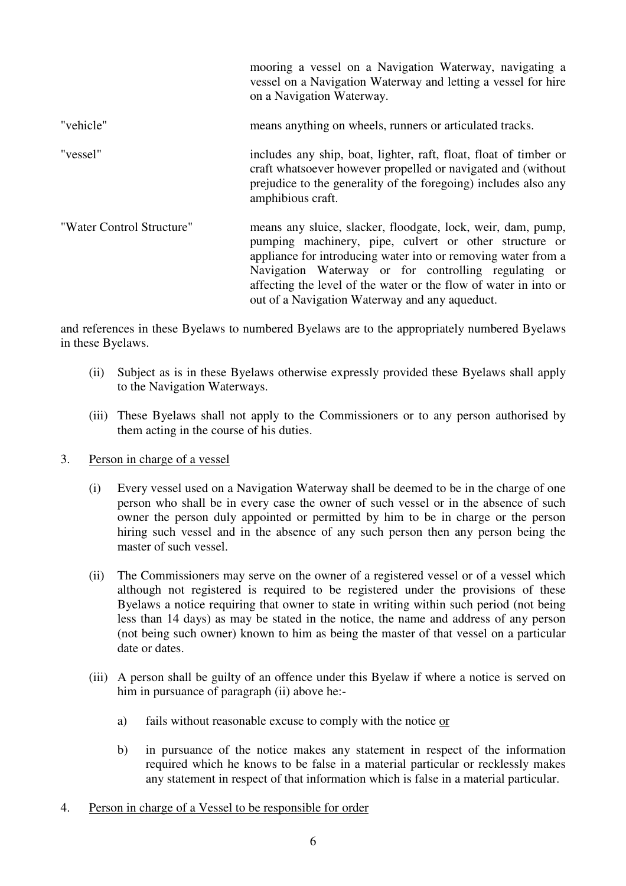| | |
|---|---|
| | mooring a vessel on a Navigation Waterway, navigating a vessel on a Navigation Waterway and letting a vessel for hire on a Navigation Waterway. |
| "vehicle" | means anything on wheels, runners or articulated tracks. |
| "vessel" | includes any ship, boat, lighter, raft, float, float of timber or craft whatsoever however propelled or navigated and (without prejudice to the generality of the foregoing) includes also any amphibious craft. |
| "Water Control Structure" | means any sluice, slacker, floodgate, lock, weir, dam, pump, pumping machinery, pipe, culvert or other structure or appliance for introducing water into or removing water from a Navigation Waterway or for controlling regulating or affecting the level of the water or the flow of water in into or out of a Navigation Waterway and any aqueduct. |

and references in these Byelaws to numbered Byelaws are to the appropriately numbered Byelaws in these Byelaws.

(ii) Subject as is in these Byelaws otherwise expressly provided these Byelaws shall apply to the Navigation Waterways.

(iii) These Byelaws shall not apply to the Commissioners or to any person authorised by them acting in the course of his duties.

3. <u>Person in charge of a vessel</u>

(i) Every vessel used on a Navigation Waterway shall be deemed to be in the charge of one person who shall be in every case the owner of such vessel or in the absence of such owner the person duly appointed or permitted by him to be in charge or the person hiring such vessel and in the absence of any such person then any person being the master of such vessel.

(ii) The Commissioners may serve on the owner of a registered vessel or of a vessel which although not registered is required to be registered under the provisions of these Byelaws a notice requiring that owner to state in writing within such period (not being less than 14 days) as may be stated in the notice, the name and address of any person (not being such owner) known to him as being the master of that vessel on a particular date or dates.

(iii) A person shall be guilty of an offence under this Byelaw if where a notice is served on him in pursuance of paragraph (ii) above he:-

a) fails without reasonable excuse to comply with the notice <u>or</u>

b) in pursuance of the notice makes any statement in respect of the information required which he knows to be false in a material particular or recklessly makes any statement in respect of that information which is false in a material particular.

4. <u>Person in charge of a Vessel to be responsible for order</u>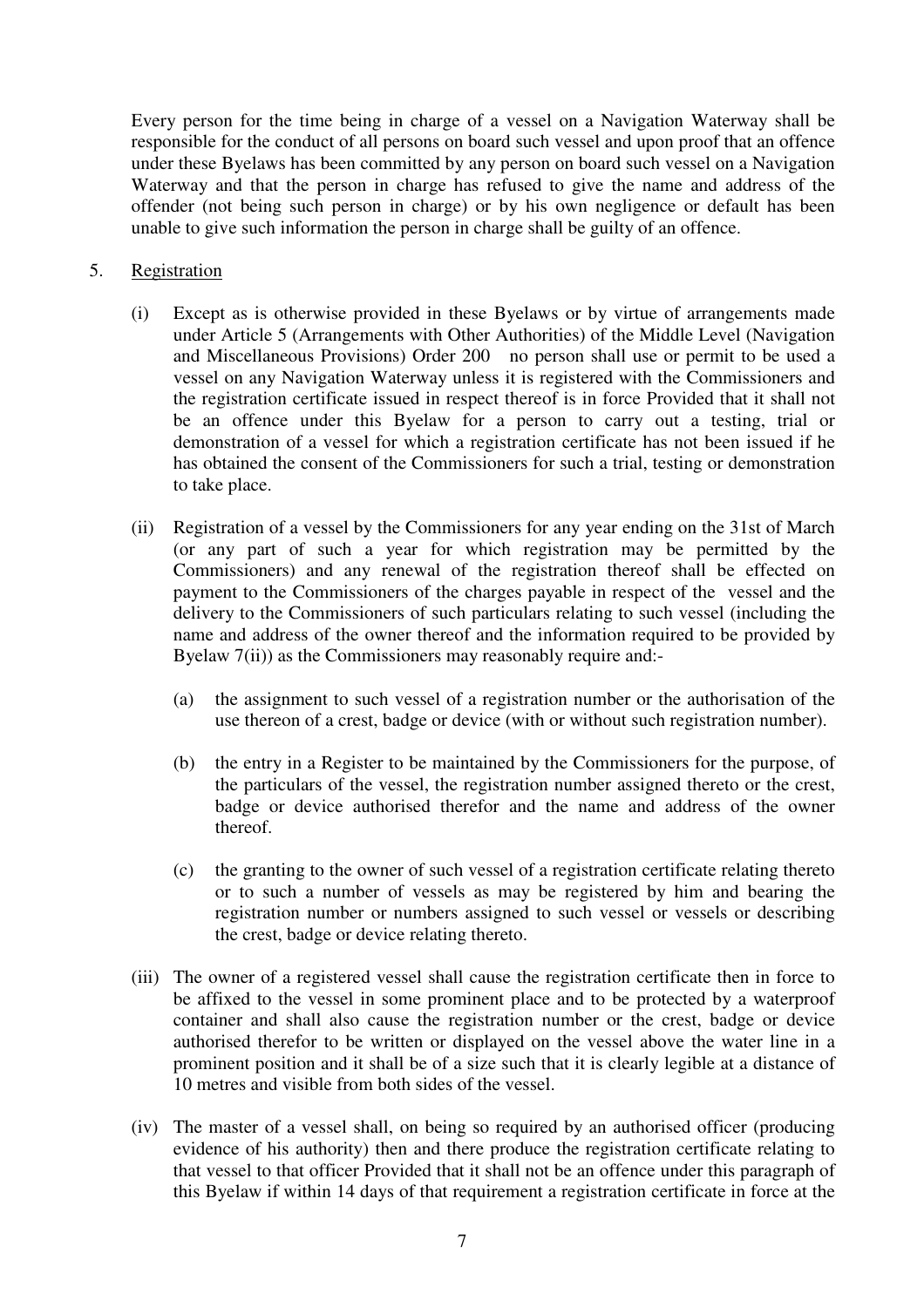Every person for the time being in charge of a vessel on a Navigation Waterway shall be responsible for the conduct of all persons on board such vessel and upon proof that an offence under these Byelaws has been committed by any person on board such vessel on a Navigation Waterway and that the person in charge has refused to give the name and address of the offender (not being such person in charge) or by his own negligence or default has been unable to give such information the person in charge shall be guilty of an offence.

5. Registration

   (i) Except as is otherwise provided in these Byelaws or by virtue of arrangements made under Article 5 (Arrangements with Other Authorities) of the Middle Level (Navigation and Miscellaneous Provisions) Order 200   no person shall use or permit to be used a vessel on any Navigation Waterway unless it is registered with the Commissioners and the registration certificate issued in respect thereof is in force Provided that it shall not be an offence under this Byelaw for a person to carry out a testing, trial or demonstration of a vessel for which a registration certificate has not been issued if he has obtained the consent of the Commissioners for such a trial, testing or demonstration to take place.

   (ii) Registration of a vessel by the Commissioners for any year ending on the 31st of March (or any part of such a year for which registration may be permitted by the Commissioners) and any renewal of the registration thereof shall be effected on payment to the Commissioners of the charges payable in respect of the vessel and the delivery to the Commissioners of such particulars relating to such vessel (including the name and address of the owner thereof and the information required to be provided by Byelaw 7(ii)) as the Commissioners may reasonably require and:-

      (a) the assignment to such vessel of a registration number or the authorisation of the use thereon of a crest, badge or device (with or without such registration number).

      (b) the entry in a Register to be maintained by the Commissioners for the purpose, of the particulars of the vessel, the registration number assigned thereto or the crest, badge or device authorised therefor and the name and address of the owner thereof.

      (c) the granting to the owner of such vessel of a registration certificate relating thereto or to such a number of vessels as may be registered by him and bearing the registration number or numbers assigned to such vessel or vessels or describing the crest, badge or device relating thereto.

   (iii) The owner of a registered vessel shall cause the registration certificate then in force to be affixed to the vessel in some prominent place and to be protected by a waterproof container and shall also cause the registration number or the crest, badge or device authorised therefor to be written or displayed on the vessel above the water line in a prominent position and it shall be of a size such that it is clearly legible at a distance of 10 metres and visible from both sides of the vessel.

   (iv) The master of a vessel shall, on being so required by an authorised officer (producing evidence of his authority) then and there produce the registration certificate relating to that vessel to that officer Provided that it shall not be an offence under this paragraph of this Byelaw if within 14 days of that requirement a registration certificate in force at the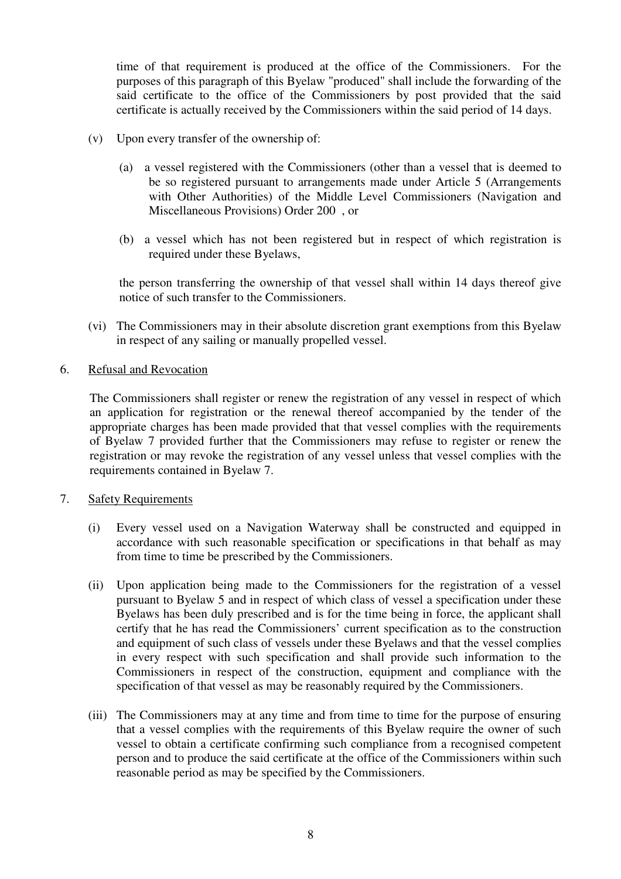time of that requirement is produced at the office of the Commissioners. For the purposes of this paragraph of this Byelaw "produced" shall include the forwarding of the said certificate to the office of the Commissioners by post provided that the said certificate is actually received by the Commissioners within the said period of 14 days.

(v) Upon every transfer of the ownership of:

(a) a vessel registered with the Commissioners (other than a vessel that is deemed to be so registered pursuant to arrangements made under Article 5 (Arrangements with Other Authorities) of the Middle Level Commissioners (Navigation and Miscellaneous Provisions) Order 200 , or

(b) a vessel which has not been registered but in respect of which registration is required under these Byelaws,

the person transferring the ownership of that vessel shall within 14 days thereof give notice of such transfer to the Commissioners.

(vi) The Commissioners may in their absolute discretion grant exemptions from this Byelaw in respect of any sailing or manually propelled vessel.

6. <u>Refusal and Revocation</u>

The Commissioners shall register or renew the registration of any vessel in respect of which an application for registration or the renewal thereof accompanied by the tender of the appropriate charges has been made provided that that vessel complies with the requirements of Byelaw 7 provided further that the Commissioners may refuse to register or renew the registration or may revoke the registration of any vessel unless that vessel complies with the requirements contained in Byelaw 7.

7. <u>Safety Requirements</u>

(i) Every vessel used on a Navigation Waterway shall be constructed and equipped in accordance with such reasonable specification or specifications in that behalf as may from time to time be prescribed by the Commissioners.

(ii) Upon application being made to the Commissioners for the registration of a vessel pursuant to Byelaw 5 and in respect of which class of vessel a specification under these Byelaws has been duly prescribed and is for the time being in force, the applicant shall certify that he has read the Commissioners' current specification as to the construction and equipment of such class of vessels under these Byelaws and that the vessel complies in every respect with such specification and shall provide such information to the Commissioners in respect of the construction, equipment and compliance with the specification of that vessel as may be reasonably required by the Commissioners.

(iii) The Commissioners may at any time and from time to time for the purpose of ensuring that a vessel complies with the requirements of this Byelaw require the owner of such vessel to obtain a certificate confirming such compliance from a recognised competent person and to produce the said certificate at the office of the Commissioners within such reasonable period as may be specified by the Commissioners.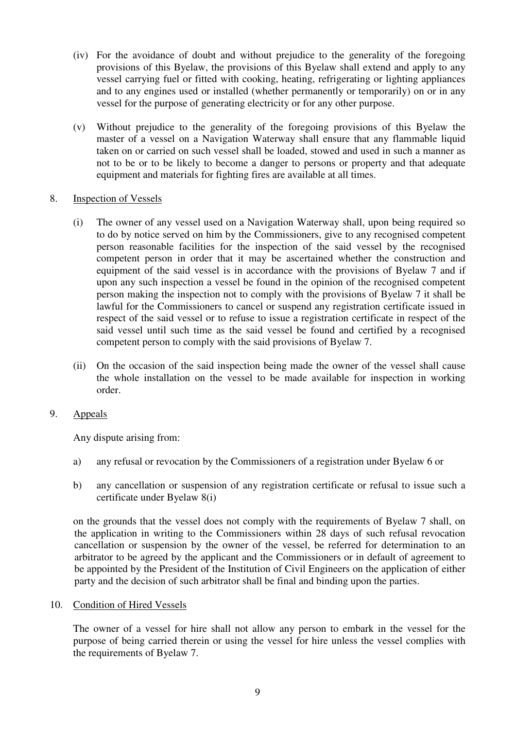(iv) For the avoidance of doubt and without prejudice to the generality of the foregoing provisions of this Byelaw, the provisions of this Byelaw shall extend and apply to any vessel carrying fuel or fitted with cooking, heating, refrigerating or lighting appliances and to any engines used or installed (whether permanently or temporarily) on or in any vessel for the purpose of generating electricity or for any other purpose.

(v) Without prejudice to the generality of the foregoing provisions of this Byelaw the master of a vessel on a Navigation Waterway shall ensure that any flammable liquid taken on or carried on such vessel shall be loaded, stowed and used in such a manner as not to be or to be likely to become a danger to persons or property and that adequate equipment and materials for fighting fires are available at all times.

8. <u>Inspection of Vessels</u>

(i) The owner of any vessel used on a Navigation Waterway shall, upon being required so to do by notice served on him by the Commissioners, give to any recognised competent person reasonable facilities for the inspection of the said vessel by the recognised competent person in order that it may be ascertained whether the construction and equipment of the said vessel is in accordance with the provisions of Byelaw 7 and if upon any such inspection a vessel be found in the opinion of the recognised competent person making the inspection not to comply with the provisions of Byelaw 7 it shall be lawful for the Commissioners to cancel or suspend any registration certificate issued in respect of the said vessel or to refuse to issue a registration certificate in respect of the said vessel until such time as the said vessel be found and certified by a recognised competent person to comply with the said provisions of Byelaw 7.

(ii) On the occasion of the said inspection being made the owner of the vessel shall cause the whole installation on the vessel to be made available for inspection in working order.

9. <u>Appeals</u>

Any dispute arising from:

a) any refusal or revocation by the Commissioners of a registration under Byelaw 6 or

b) any cancellation or suspension of any registration certificate or refusal to issue such a certificate under Byelaw 8(i)

on the grounds that the vessel does not comply with the requirements of Byelaw 7 shall, on the application in writing to the Commissioners within 28 days of such refusal revocation cancellation or suspension by the owner of the vessel, be referred for determination to an arbitrator to be agreed by the applicant and the Commissioners or in default of agreement to be appointed by the President of the Institution of Civil Engineers on the application of either party and the decision of such arbitrator shall be final and binding upon the parties.

10. <u>Condition of Hired Vessels</u>

The owner of a vessel for hire shall not allow any person to embark in the vessel for the purpose of being carried therein or using the vessel for hire unless the vessel complies with the requirements of Byelaw 7.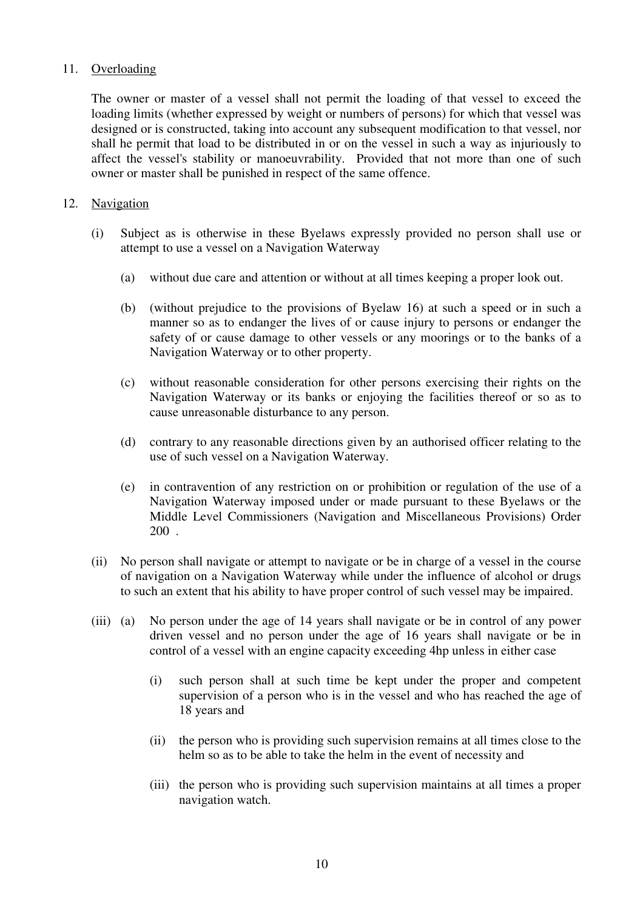## 11. Overloading

The owner or master of a vessel shall not permit the loading of that vessel to exceed the loading limits (whether expressed by weight or numbers of persons) for which that vessel was designed or is constructed, taking into account any subsequent modification to that vessel, nor shall he permit that load to be distributed in or on the vessel in such a way as injuriously to affect the vessel's stability or manoeuvrability. Provided that not more than one of such owner or master shall be punished in respect of the same offence.

## 12. Navigation

(i) Subject as is otherwise in these Byelaws expressly provided no person shall use or attempt to use a vessel on a Navigation Waterway

- (a) without due care and attention or without at all times keeping a proper look out.
- (b) (without prejudice to the provisions of Byelaw 16) at such a speed or in such a manner so as to endanger the lives of or cause injury to persons or endanger the safety of or cause damage to other vessels or any moorings or to the banks of a Navigation Waterway or to other property.
- (c) without reasonable consideration for other persons exercising their rights on the Navigation Waterway or its banks or enjoying the facilities thereof or so as to cause unreasonable disturbance to any person.
- (d) contrary to any reasonable directions given by an authorised officer relating to the use of such vessel on a Navigation Waterway.
- (e) in contravention of any restriction on or prohibition or regulation of the use of a Navigation Waterway imposed under or made pursuant to these Byelaws or the Middle Level Commissioners (Navigation and Miscellaneous Provisions) Order 200 .

(ii) No person shall navigate or attempt to navigate or be in charge of a vessel in the course of navigation on a Navigation Waterway while under the influence of alcohol or drugs to such an extent that his ability to have proper control of such vessel may be impaired.

(iii) (a) No person under the age of 14 years shall navigate or be in control of any power driven vessel and no person under the age of 16 years shall navigate or be in control of a vessel with an engine capacity exceeding 4hp unless in either case

- (i) such person shall at such time be kept under the proper and competent supervision of a person who is in the vessel and who has reached the age of 18 years and
- (ii) the person who is providing such supervision remains at all times close to the helm so as to be able to take the helm in the event of necessity and
- (iii) the person who is providing such supervision maintains at all times a proper navigation watch.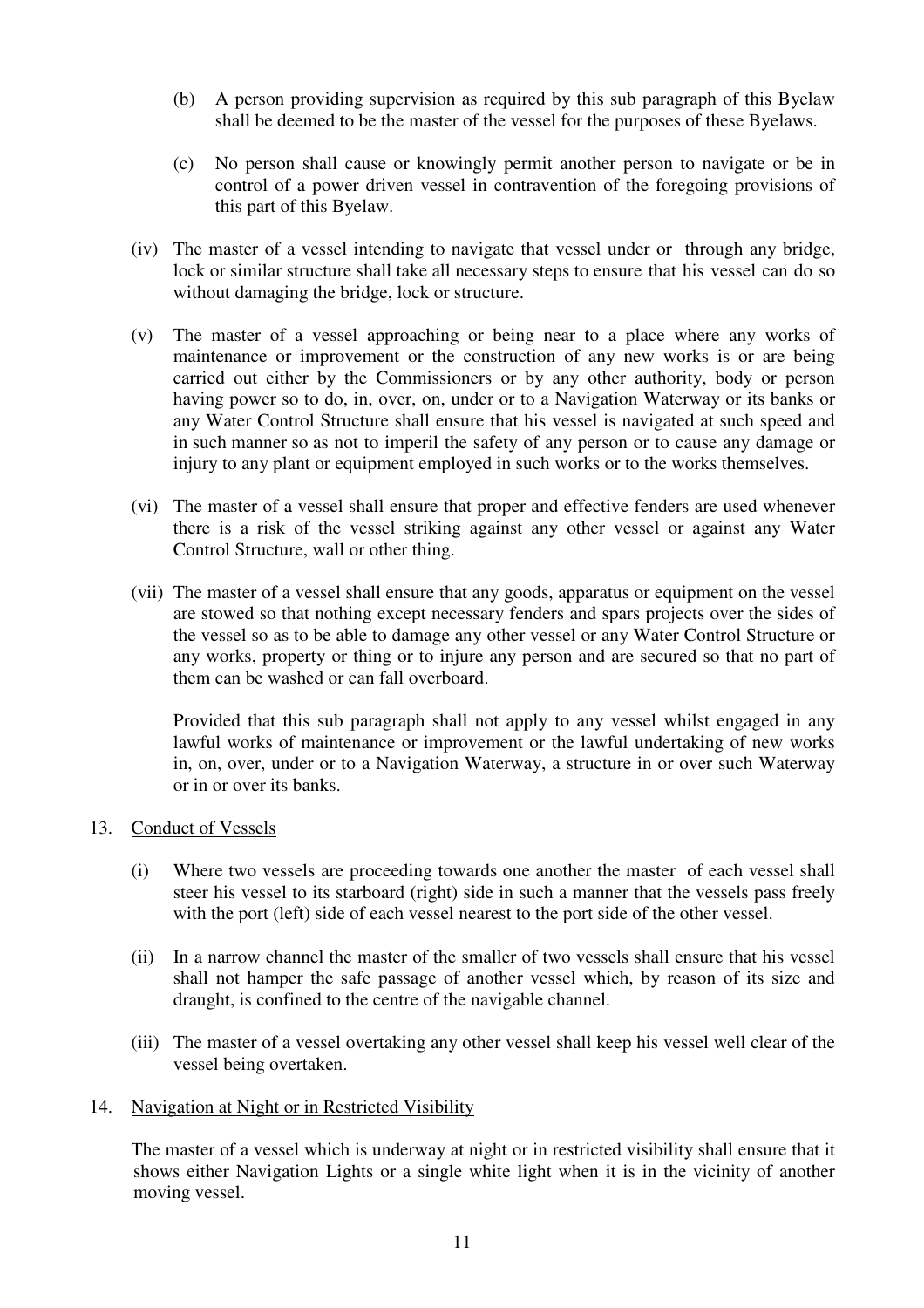(b) A person providing supervision as required by this sub paragraph of this Byelaw shall be deemed to be the master of the vessel for the purposes of these Byelaws.

(c) No person shall cause or knowingly permit another person to navigate or be in control of a power driven vessel in contravention of the foregoing provisions of this part of this Byelaw.

(iv) The master of a vessel intending to navigate that vessel under or through any bridge, lock or similar structure shall take all necessary steps to ensure that his vessel can do so without damaging the bridge, lock or structure.

(v) The master of a vessel approaching or being near to a place where any works of maintenance or improvement or the construction of any new works is or are being carried out either by the Commissioners or by any other authority, body or person having power so to do, in, over, on, under or to a Navigation Waterway or its banks or any Water Control Structure shall ensure that his vessel is navigated at such speed and in such manner so as not to imperil the safety of any person or to cause any damage or injury to any plant or equipment employed in such works or to the works themselves.

(vi) The master of a vessel shall ensure that proper and effective fenders are used whenever there is a risk of the vessel striking against any other vessel or against any Water Control Structure, wall or other thing.

(vii) The master of a vessel shall ensure that any goods, apparatus or equipment on the vessel are stowed so that nothing except necessary fenders and spars projects over the sides of the vessel so as to be able to damage any other vessel or any Water Control Structure or any works, property or thing or to injure any person and are secured so that no part of them can be washed or can fall overboard.

Provided that this sub paragraph shall not apply to any vessel whilst engaged in any lawful works of maintenance or improvement or the lawful undertaking of new works in, on, over, under or to a Navigation Waterway, a structure in or over such Waterway or in or over its banks.

13. Conduct of Vessels

(i) Where two vessels are proceeding towards one another the master of each vessel shall steer his vessel to its starboard (right) side in such a manner that the vessels pass freely with the port (left) side of each vessel nearest to the port side of the other vessel.

(ii) In a narrow channel the master of the smaller of two vessels shall ensure that his vessel shall not hamper the safe passage of another vessel which, by reason of its size and draught, is confined to the centre of the navigable channel.

(iii) The master of a vessel overtaking any other vessel shall keep his vessel well clear of the vessel being overtaken.

14. Navigation at Night or in Restricted Visibility

The master of a vessel which is underway at night or in restricted visibility shall ensure that it shows either Navigation Lights or a single white light when it is in the vicinity of another moving vessel.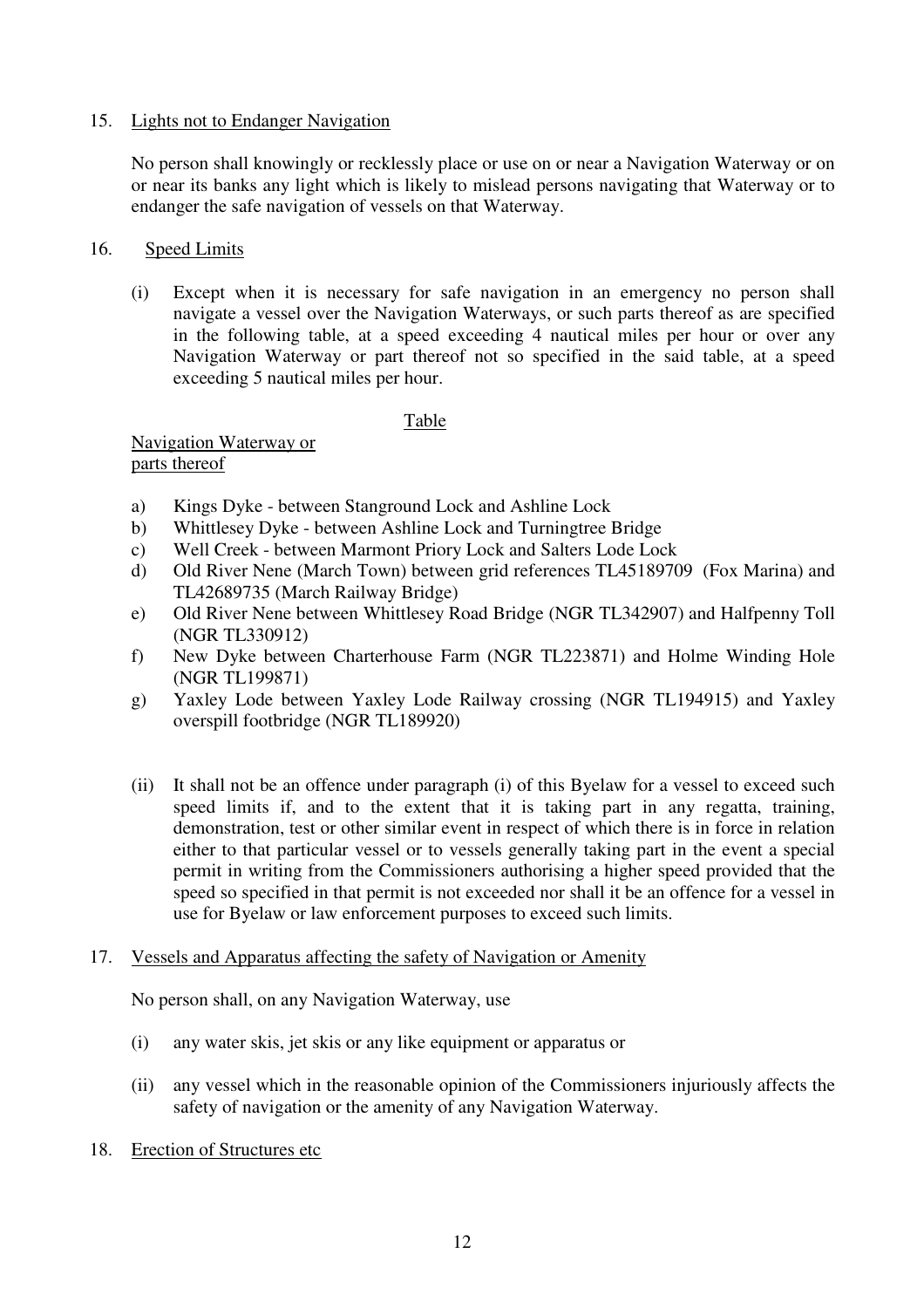15. Lights not to Endanger Navigation

    No person shall knowingly or recklessly place or use on or near a Navigation Waterway or on or near its banks any light which is likely to mislead persons navigating that Waterway or to endanger the safe navigation of vessels on that Waterway.

16. Speed Limits

    (i) Except when it is necessary for safe navigation in an emergency no person shall navigate a vessel over the Navigation Waterways, or such parts thereof as are specified in the following table, at a speed exceeding 4 nautical miles per hour or over any Navigation Waterway or part thereof not so specified in the said table, at a speed exceeding 5 nautical miles per hour.

Table

Navigation Waterway or parts thereof

a) Kings Dyke - between Stanground Lock and Ashline Lock
b) Whittlesey Dyke - between Ashline Lock and Turningtree Bridge
c) Well Creek - between Marmont Priory Lock and Salters Lode Lock
d) Old River Nene (March Town) between grid references TL45189709 (Fox Marina) and TL42689735 (March Railway Bridge)
e) Old River Nene between Whittlesey Road Bridge (NGR TL342907) and Halfpenny Toll (NGR TL330912)
f) New Dyke between Charterhouse Farm (NGR TL223871) and Holme Winding Hole (NGR TL199871)
g) Yaxley Lode between Yaxley Lode Railway crossing (NGR TL194915) and Yaxley overspill footbridge (NGR TL189920)

    (ii) It shall not be an offence under paragraph (i) of this Byelaw for a vessel to exceed such speed limits if, and to the extent that it is taking part in any regatta, training, demonstration, test or other similar event in respect of which there is in force in relation either to that particular vessel or to vessels generally taking part in the event a special permit in writing from the Commissioners authorising a higher speed provided that the speed so specified in that permit is not exceeded nor shall it be an offence for a vessel in use for Byelaw or law enforcement purposes to exceed such limits.

17. Vessels and Apparatus affecting the safety of Navigation or Amenity

    No person shall, on any Navigation Waterway, use

    (i) any water skis, jet skis or any like equipment or apparatus or

    (ii) any vessel which in the reasonable opinion of the Commissioners injuriously affects the safety of navigation or the amenity of any Navigation Waterway.

18. Erection of Structures etc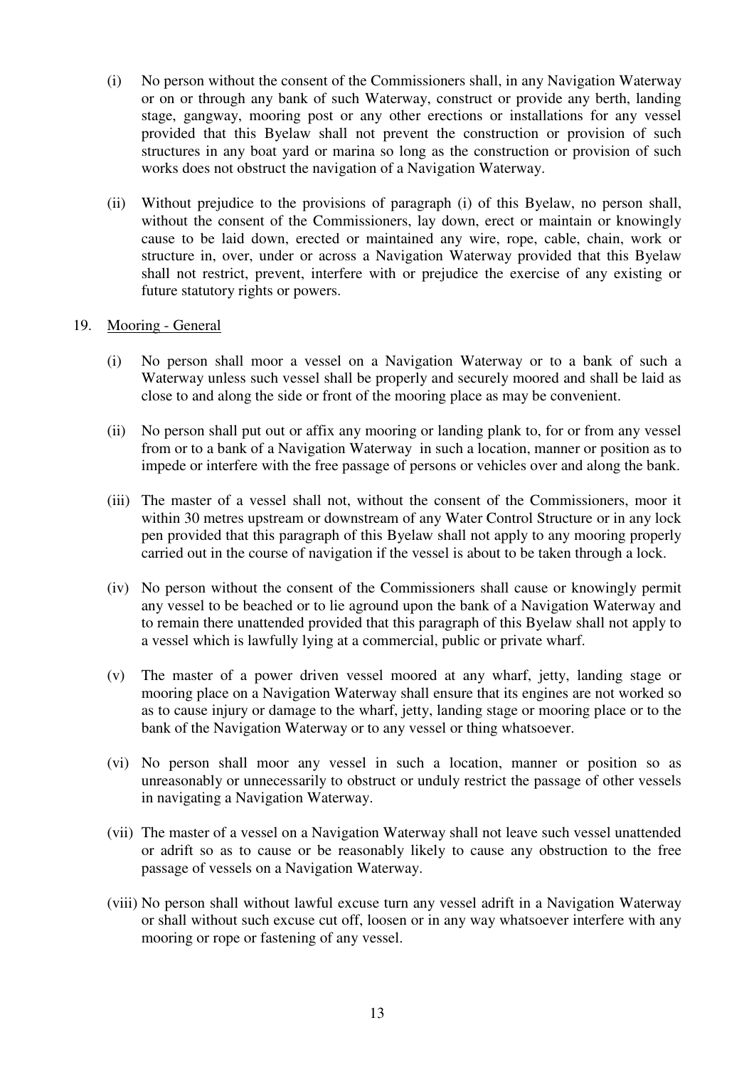(i) No person without the consent of the Commissioners shall, in any Navigation Waterway or on or through any bank of such Waterway, construct or provide any berth, landing stage, gangway, mooring post or any other erections or installations for any vessel provided that this Byelaw shall not prevent the construction or provision of such structures in any boat yard or marina so long as the construction or provision of such works does not obstruct the navigation of a Navigation Waterway.

(ii) Without prejudice to the provisions of paragraph (i) of this Byelaw, no person shall, without the consent of the Commissioners, lay down, erect or maintain or knowingly cause to be laid down, erected or maintained any wire, rope, cable, chain, work or structure in, over, under or across a Navigation Waterway provided that this Byelaw shall not restrict, prevent, interfere with or prejudice the exercise of any existing or future statutory rights or powers.

19. <u>Mooring - General</u>

(i) No person shall moor a vessel on a Navigation Waterway or to a bank of such a Waterway unless such vessel shall be properly and securely moored and shall be laid as close to and along the side or front of the mooring place as may be convenient.

(ii) No person shall put out or affix any mooring or landing plank to, for or from any vessel from or to a bank of a Navigation Waterway in such a location, manner or position as to impede or interfere with the free passage of persons or vehicles over and along the bank.

(iii) The master of a vessel shall not, without the consent of the Commissioners, moor it within 30 metres upstream or downstream of any Water Control Structure or in any lock pen provided that this paragraph of this Byelaw shall not apply to any mooring properly carried out in the course of navigation if the vessel is about to be taken through a lock.

(iv) No person without the consent of the Commissioners shall cause or knowingly permit any vessel to be beached or to lie aground upon the bank of a Navigation Waterway and to remain there unattended provided that this paragraph of this Byelaw shall not apply to a vessel which is lawfully lying at a commercial, public or private wharf.

(v) The master of a power driven vessel moored at any wharf, jetty, landing stage or mooring place on a Navigation Waterway shall ensure that its engines are not worked so as to cause injury or damage to the wharf, jetty, landing stage or mooring place or to the bank of the Navigation Waterway or to any vessel or thing whatsoever.

(vi) No person shall moor any vessel in such a location, manner or position so as unreasonably or unnecessarily to obstruct or unduly restrict the passage of other vessels in navigating a Navigation Waterway.

(vii) The master of a vessel on a Navigation Waterway shall not leave such vessel unattended or adrift so as to cause or be reasonably likely to cause any obstruction to the free passage of vessels on a Navigation Waterway.

(viii) No person shall without lawful excuse turn any vessel adrift in a Navigation Waterway or shall without such excuse cut off, loosen or in any way whatsoever interfere with any mooring or rope or fastening of any vessel.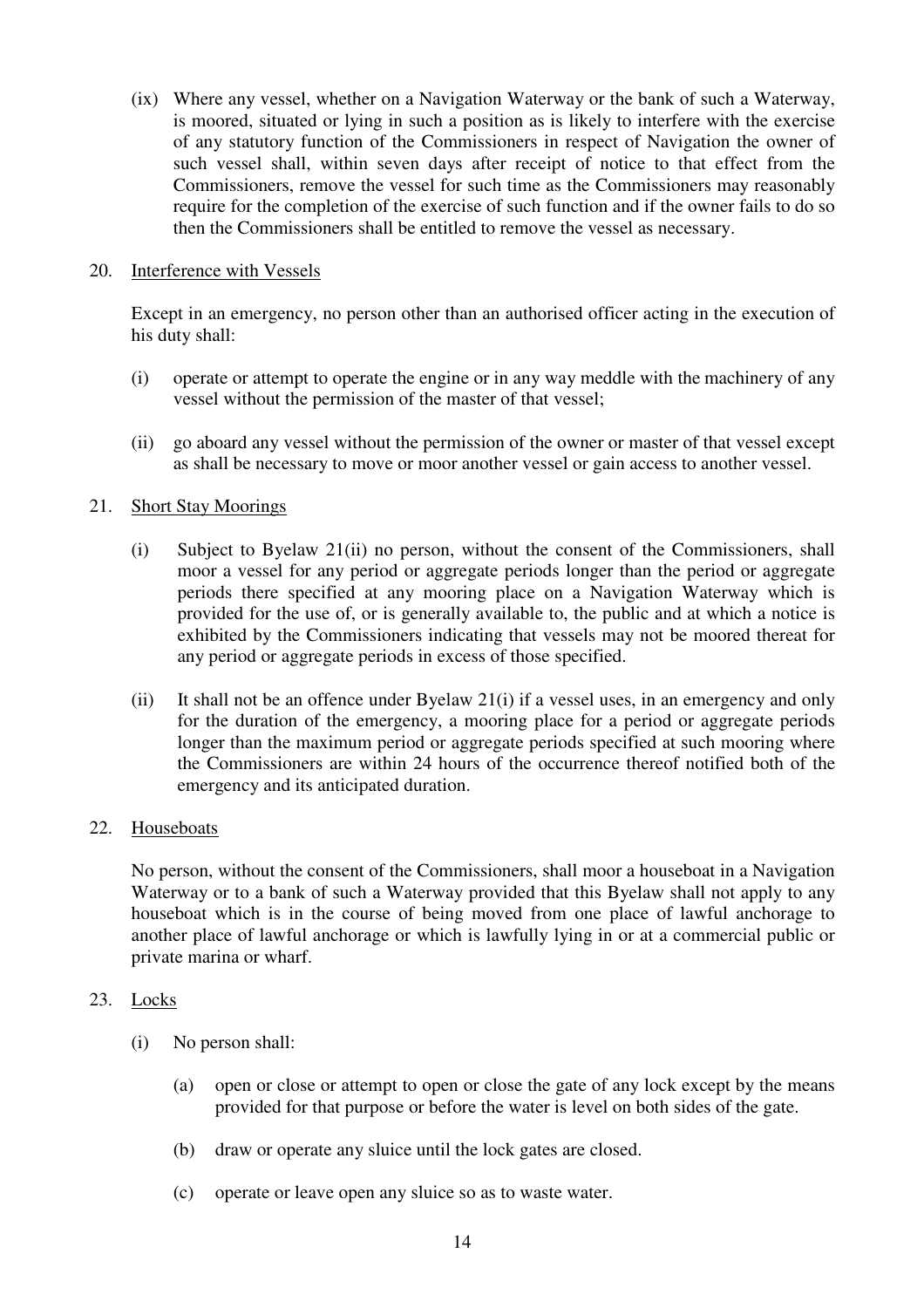(ix) Where any vessel, whether on a Navigation Waterway or the bank of such a Waterway, is moored, situated or lying in such a position as is likely to interfere with the exercise of any statutory function of the Commissioners in respect of Navigation the owner of such vessel shall, within seven days after receipt of notice to that effect from the Commissioners, remove the vessel for such time as the Commissioners may reasonably require for the completion of the exercise of such function and if the owner fails to do so then the Commissioners shall be entitled to remove the vessel as necessary.

20. Interference with Vessels

Except in an emergency, no person other than an authorised officer acting in the execution of his duty shall:

(i) operate or attempt to operate the engine or in any way meddle with the machinery of any vessel without the permission of the master of that vessel;

(ii) go aboard any vessel without the permission of the owner or master of that vessel except as shall be necessary to move or moor another vessel or gain access to another vessel.

21. Short Stay Moorings

(i) Subject to Byelaw 21(ii) no person, without the consent of the Commissioners, shall moor a vessel for any period or aggregate periods longer than the period or aggregate periods there specified at any mooring place on a Navigation Waterway which is provided for the use of, or is generally available to, the public and at which a notice is exhibited by the Commissioners indicating that vessels may not be moored thereat for any period or aggregate periods in excess of those specified.

(ii) It shall not be an offence under Byelaw 21(i) if a vessel uses, in an emergency and only for the duration of the emergency, a mooring place for a period or aggregate periods longer than the maximum period or aggregate periods specified at such mooring where the Commissioners are within 24 hours of the occurrence thereof notified both of the emergency and its anticipated duration.

22. Houseboats

No person, without the consent of the Commissioners, shall moor a houseboat in a Navigation Waterway or to a bank of such a Waterway provided that this Byelaw shall not apply to any houseboat which is in the course of being moved from one place of lawful anchorage to another place of lawful anchorage or which is lawfully lying in or at a commercial public or private marina or wharf.

23. Locks

(i) No person shall:

(a) open or close or attempt to open or close the gate of any lock except by the means provided for that purpose or before the water is level on both sides of the gate.

(b) draw or operate any sluice until the lock gates are closed.

(c) operate or leave open any sluice so as to waste water.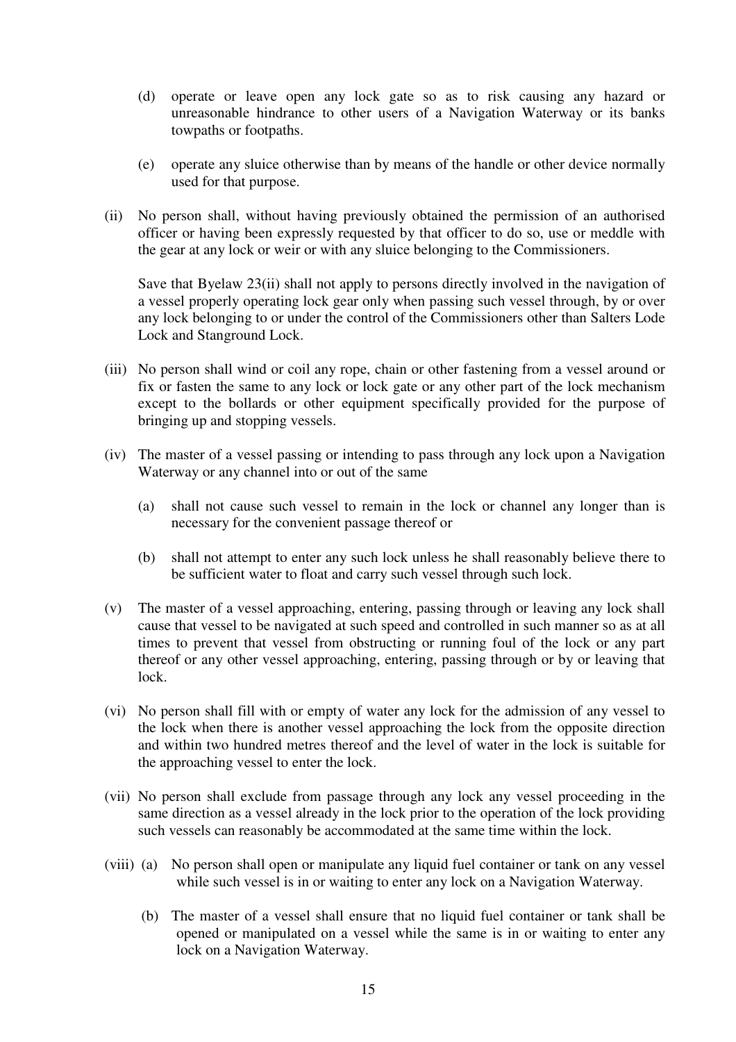(d) operate or leave open any lock gate so as to risk causing any hazard or unreasonable hindrance to other users of a Navigation Waterway or its banks towpaths or footpaths.

(e) operate any sluice otherwise than by means of the handle or other device normally used for that purpose.

(ii) No person shall, without having previously obtained the permission of an authorised officer or having been expressly requested by that officer to do so, use or meddle with the gear at any lock or weir or with any sluice belonging to the Commissioners.

Save that Byelaw 23(ii) shall not apply to persons directly involved in the navigation of a vessel properly operating lock gear only when passing such vessel through, by or over any lock belonging to or under the control of the Commissioners other than Salters Lode Lock and Stanground Lock.

(iii) No person shall wind or coil any rope, chain or other fastening from a vessel around or fix or fasten the same to any lock or lock gate or any other part of the lock mechanism except to the bollards or other equipment specifically provided for the purpose of bringing up and stopping vessels.

(iv) The master of a vessel passing or intending to pass through any lock upon a Navigation Waterway or any channel into or out of the same

(a) shall not cause such vessel to remain in the lock or channel any longer than is necessary for the convenient passage thereof or

(b) shall not attempt to enter any such lock unless he shall reasonably believe there to be sufficient water to float and carry such vessel through such lock.

(v) The master of a vessel approaching, entering, passing through or leaving any lock shall cause that vessel to be navigated at such speed and controlled in such manner so as at all times to prevent that vessel from obstructing or running foul of the lock or any part thereof or any other vessel approaching, entering, passing through or by or leaving that lock.

(vi) No person shall fill with or empty of water any lock for the admission of any vessel to the lock when there is another vessel approaching the lock from the opposite direction and within two hundred metres thereof and the level of water in the lock is suitable for the approaching vessel to enter the lock.

(vii) No person shall exclude from passage through any lock any vessel proceeding in the same direction as a vessel already in the lock prior to the operation of the lock providing such vessels can reasonably be accommodated at the same time within the lock.

(viii) (a) No person shall open or manipulate any liquid fuel container or tank on any vessel while such vessel is in or waiting to enter any lock on a Navigation Waterway.

(b) The master of a vessel shall ensure that no liquid fuel container or tank shall be opened or manipulated on a vessel while the same is in or waiting to enter any lock on a Navigation Waterway.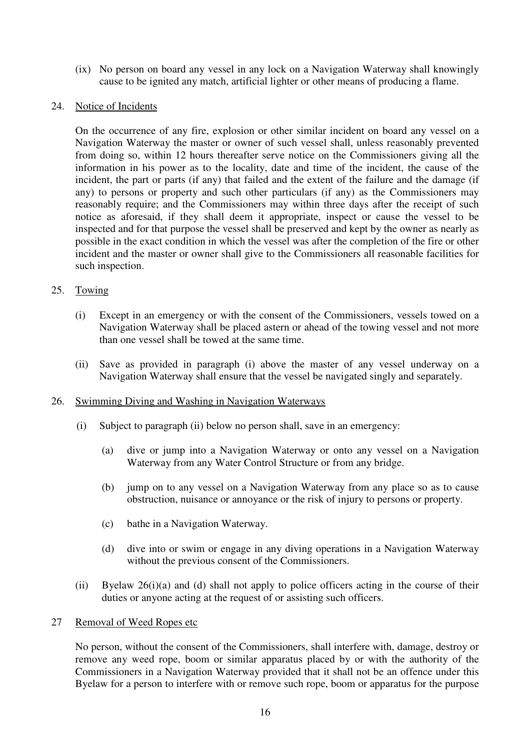(ix) No person on board any vessel in any lock on a Navigation Waterway shall knowingly cause to be ignited any match, artificial lighter or other means of producing a flame.

24. Notice of Incidents

On the occurrence of any fire, explosion or other similar incident on board any vessel on a Navigation Waterway the master or owner of such vessel shall, unless reasonably prevented from doing so, within 12 hours thereafter serve notice on the Commissioners giving all the information in his power as to the locality, date and time of the incident, the cause of the incident, the part or parts (if any) that failed and the extent of the failure and the damage (if any) to persons or property and such other particulars (if any) as the Commissioners may reasonably require; and the Commissioners may within three days after the receipt of such notice as aforesaid, if they shall deem it appropriate, inspect or cause the vessel to be inspected and for that purpose the vessel shall be preserved and kept by the owner as nearly as possible in the exact condition in which the vessel was after the completion of the fire or other incident and the master or owner shall give to the Commissioners all reasonable facilities for such inspection.

25. Towing

(i) Except in an emergency or with the consent of the Commissioners, vessels towed on a Navigation Waterway shall be placed astern or ahead of the towing vessel and not more than one vessel shall be towed at the same time.

(ii) Save as provided in paragraph (i) above the master of any vessel underway on a Navigation Waterway shall ensure that the vessel be navigated singly and separately.

26. Swimming Diving and Washing in Navigation Waterways

(i) Subject to paragraph (ii) below no person shall, save in an emergency:

(a) dive or jump into a Navigation Waterway or onto any vessel on a Navigation Waterway from any Water Control Structure or from any bridge.

(b) jump on to any vessel on a Navigation Waterway from any place so as to cause obstruction, nuisance or annoyance or the risk of injury to persons or property.

(c) bathe in a Navigation Waterway.

(d) dive into or swim or engage in any diving operations in a Navigation Waterway without the previous consent of the Commissioners.

(ii) Byelaw 26(i)(a) and (d) shall not apply to police officers acting in the course of their duties or anyone acting at the request of or assisting such officers.

27 Removal of Weed Ropes etc

No person, without the consent of the Commissioners, shall interfere with, damage, destroy or remove any weed rope, boom or similar apparatus placed by or with the authority of the Commissioners in a Navigation Waterway provided that it shall not be an offence under this Byelaw for a person to interfere with or remove such rope, boom or apparatus for the purpose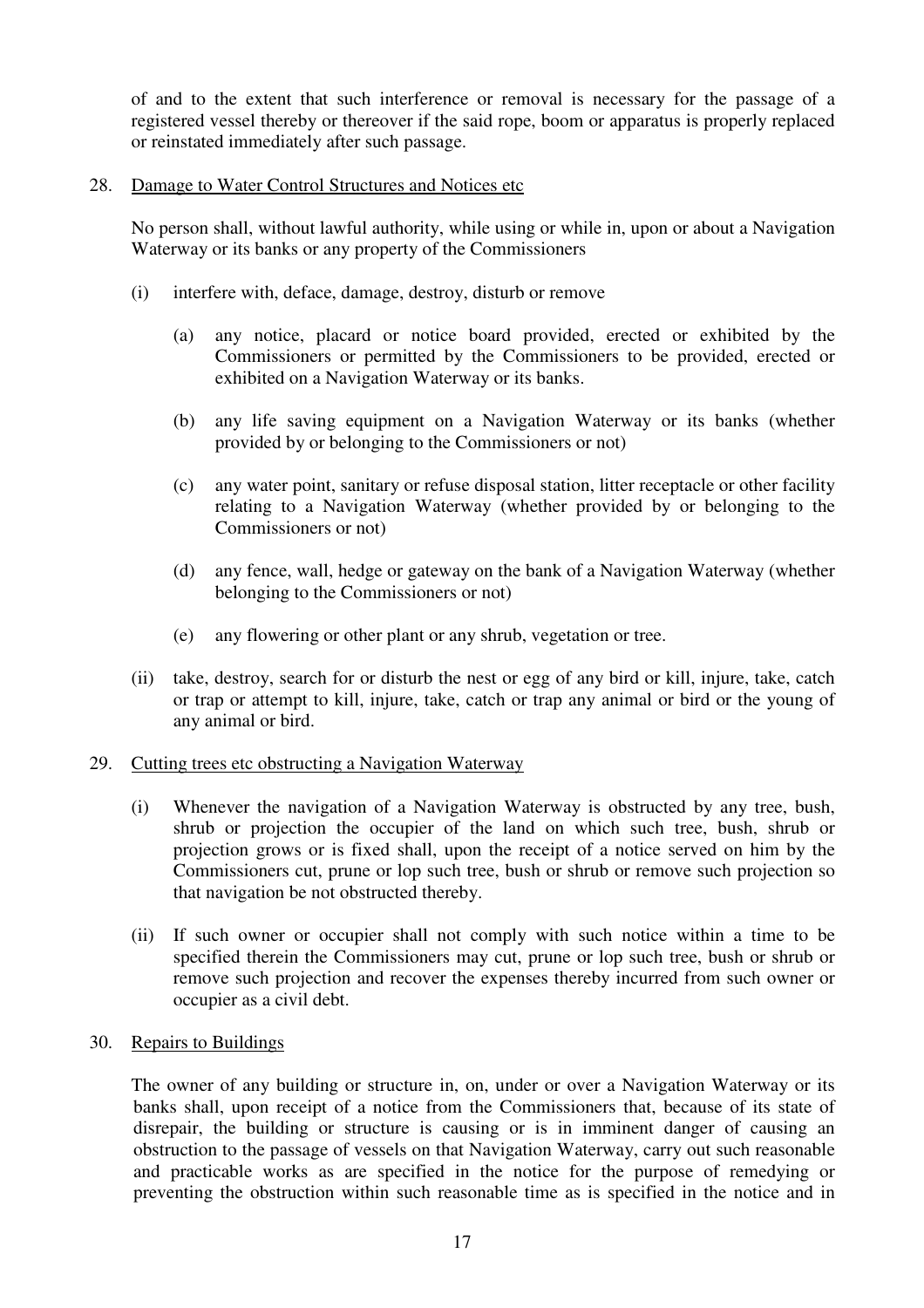of and to the extent that such interference or removal is necessary for the passage of a registered vessel thereby or thereover if the said rope, boom or apparatus is properly replaced or reinstated immediately after such passage.

28. Damage to Water Control Structures and Notices etc

No person shall, without lawful authority, while using or while in, upon or about a Navigation Waterway or its banks or any property of the Commissioners

(i) interfere with, deface, damage, destroy, disturb or remove

(a) any notice, placard or notice board provided, erected or exhibited by the Commissioners or permitted by the Commissioners to be provided, erected or exhibited on a Navigation Waterway or its banks.

(b) any life saving equipment on a Navigation Waterway or its banks (whether provided by or belonging to the Commissioners or not)

(c) any water point, sanitary or refuse disposal station, litter receptacle or other facility relating to a Navigation Waterway (whether provided by or belonging to the Commissioners or not)

(d) any fence, wall, hedge or gateway on the bank of a Navigation Waterway (whether belonging to the Commissioners or not)

(e) any flowering or other plant or any shrub, vegetation or tree.

(ii) take, destroy, search for or disturb the nest or egg of any bird or kill, injure, take, catch or trap or attempt to kill, injure, take, catch or trap any animal or bird or the young of any animal or bird.

29. Cutting trees etc obstructing a Navigation Waterway

(i) Whenever the navigation of a Navigation Waterway is obstructed by any tree, bush, shrub or projection the occupier of the land on which such tree, bush, shrub or projection grows or is fixed shall, upon the receipt of a notice served on him by the Commissioners cut, prune or lop such tree, bush or shrub or remove such projection so that navigation be not obstructed thereby.

(ii) If such owner or occupier shall not comply with such notice within a time to be specified therein the Commissioners may cut, prune or lop such tree, bush or shrub or remove such projection and recover the expenses thereby incurred from such owner or occupier as a civil debt.

30. Repairs to Buildings

The owner of any building or structure in, on, under or over a Navigation Waterway or its banks shall, upon receipt of a notice from the Commissioners that, because of its state of disrepair, the building or structure is causing or is in imminent danger of causing an obstruction to the passage of vessels on that Navigation Waterway, carry out such reasonable and practicable works as are specified in the notice for the purpose of remedying or preventing the obstruction within such reasonable time as is specified in the notice and in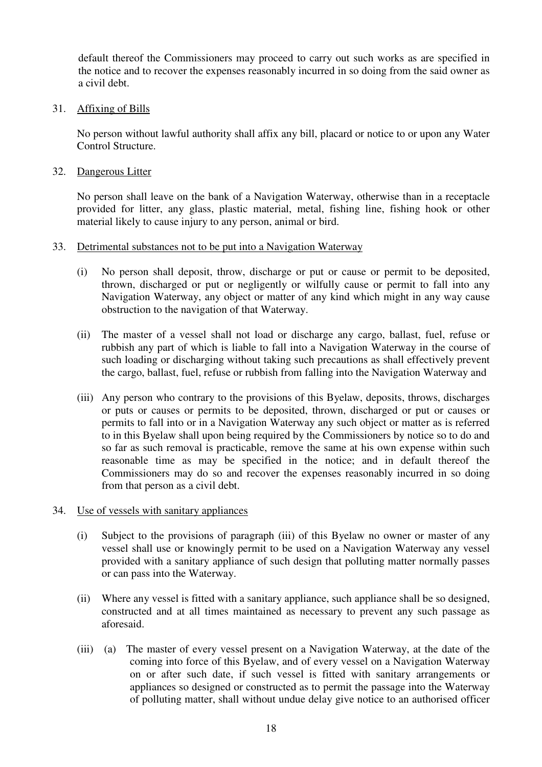default thereof the Commissioners may proceed to carry out such works as are specified in the notice and to recover the expenses reasonably incurred in so doing from the said owner as a civil debt.

31. Affixing of Bills

No person without lawful authority shall affix any bill, placard or notice to or upon any Water Control Structure.

32. Dangerous Litter

No person shall leave on the bank of a Navigation Waterway, otherwise than in a receptacle provided for litter, any glass, plastic material, metal, fishing line, fishing hook or other material likely to cause injury to any person, animal or bird.

33. Detrimental substances not to be put into a Navigation Waterway

(i) No person shall deposit, throw, discharge or put or cause or permit to be deposited, thrown, discharged or put or negligently or wilfully cause or permit to fall into any Navigation Waterway, any object or matter of any kind which might in any way cause obstruction to the navigation of that Waterway.

(ii) The master of a vessel shall not load or discharge any cargo, ballast, fuel, refuse or rubbish any part of which is liable to fall into a Navigation Waterway in the course of such loading or discharging without taking such precautions as shall effectively prevent the cargo, ballast, fuel, refuse or rubbish from falling into the Navigation Waterway and

(iii) Any person who contrary to the provisions of this Byelaw, deposits, throws, discharges or puts or causes or permits to be deposited, thrown, discharged or put or causes or permits to fall into or in a Navigation Waterway any such object or matter as is referred to in this Byelaw shall upon being required by the Commissioners by notice so to do and so far as such removal is practicable, remove the same at his own expense within such reasonable time as may be specified in the notice; and in default thereof the Commissioners may do so and recover the expenses reasonably incurred in so doing from that person as a civil debt.

34. Use of vessels with sanitary appliances

(i) Subject to the provisions of paragraph (iii) of this Byelaw no owner or master of any vessel shall use or knowingly permit to be used on a Navigation Waterway any vessel provided with a sanitary appliance of such design that polluting matter normally passes or can pass into the Waterway.

(ii) Where any vessel is fitted with a sanitary appliance, such appliance shall be so designed, constructed and at all times maintained as necessary to prevent any such passage as aforesaid.

(iii) (a) The master of every vessel present on a Navigation Waterway, at the date of the coming into force of this Byelaw, and of every vessel on a Navigation Waterway on or after such date, if such vessel is fitted with sanitary arrangements or appliances so designed or constructed as to permit the passage into the Waterway of polluting matter, shall without undue delay give notice to an authorised officer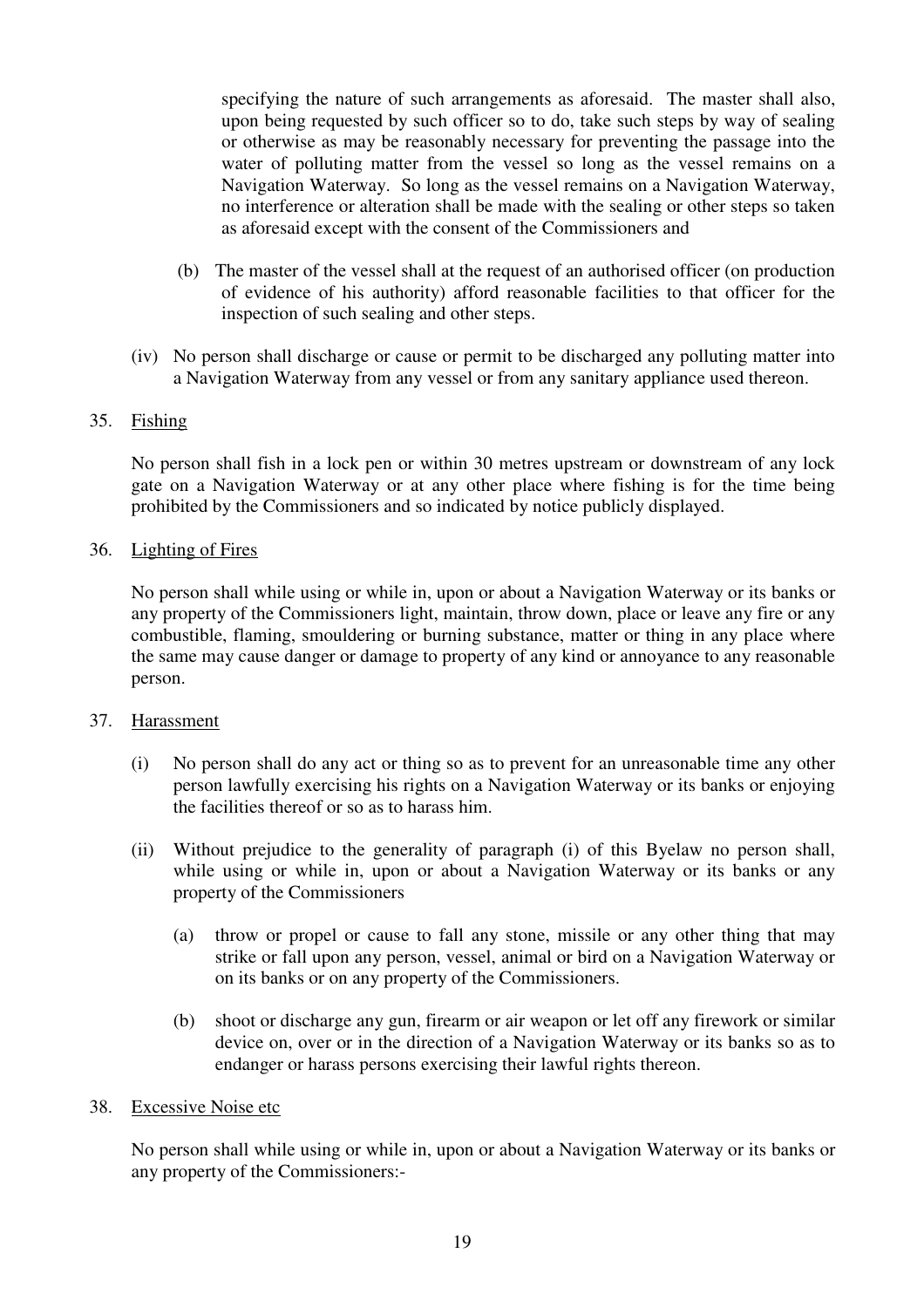specifying the nature of such arrangements as aforesaid. The master shall also, upon being requested by such officer so to do, take such steps by way of sealing or otherwise as may be reasonably necessary for preventing the passage into the water of polluting matter from the vessel so long as the vessel remains on a Navigation Waterway. So long as the vessel remains on a Navigation Waterway, no interference or alteration shall be made with the sealing or other steps so taken as aforesaid except with the consent of the Commissioners and

(b) The master of the vessel shall at the request of an authorised officer (on production of evidence of his authority) afford reasonable facilities to that officer for the inspection of such sealing and other steps.

(iv) No person shall discharge or cause or permit to be discharged any polluting matter into a Navigation Waterway from any vessel or from any sanitary appliance used thereon.

35. Fishing

No person shall fish in a lock pen or within 30 metres upstream or downstream of any lock gate on a Navigation Waterway or at any other place where fishing is for the time being prohibited by the Commissioners and so indicated by notice publicly displayed.

36. Lighting of Fires

No person shall while using or while in, upon or about a Navigation Waterway or its banks or any property of the Commissioners light, maintain, throw down, place or leave any fire or any combustible, flaming, smouldering or burning substance, matter or thing in any place where the same may cause danger or damage to property of any kind or annoyance to any reasonable person.

37. Harassment

(i) No person shall do any act or thing so as to prevent for an unreasonable time any other person lawfully exercising his rights on a Navigation Waterway or its banks or enjoying the facilities thereof or so as to harass him.

(ii) Without prejudice to the generality of paragraph (i) of this Byelaw no person shall, while using or while in, upon or about a Navigation Waterway or its banks or any property of the Commissioners

(a) throw or propel or cause to fall any stone, missile or any other thing that may strike or fall upon any person, vessel, animal or bird on a Navigation Waterway or on its banks or on any property of the Commissioners.

(b) shoot or discharge any gun, firearm or air weapon or let off any firework or similar device on, over or in the direction of a Navigation Waterway or its banks so as to endanger or harass persons exercising their lawful rights thereon.

38. Excessive Noise etc

No person shall while using or while in, upon or about a Navigation Waterway or its banks or any property of the Commissioners:-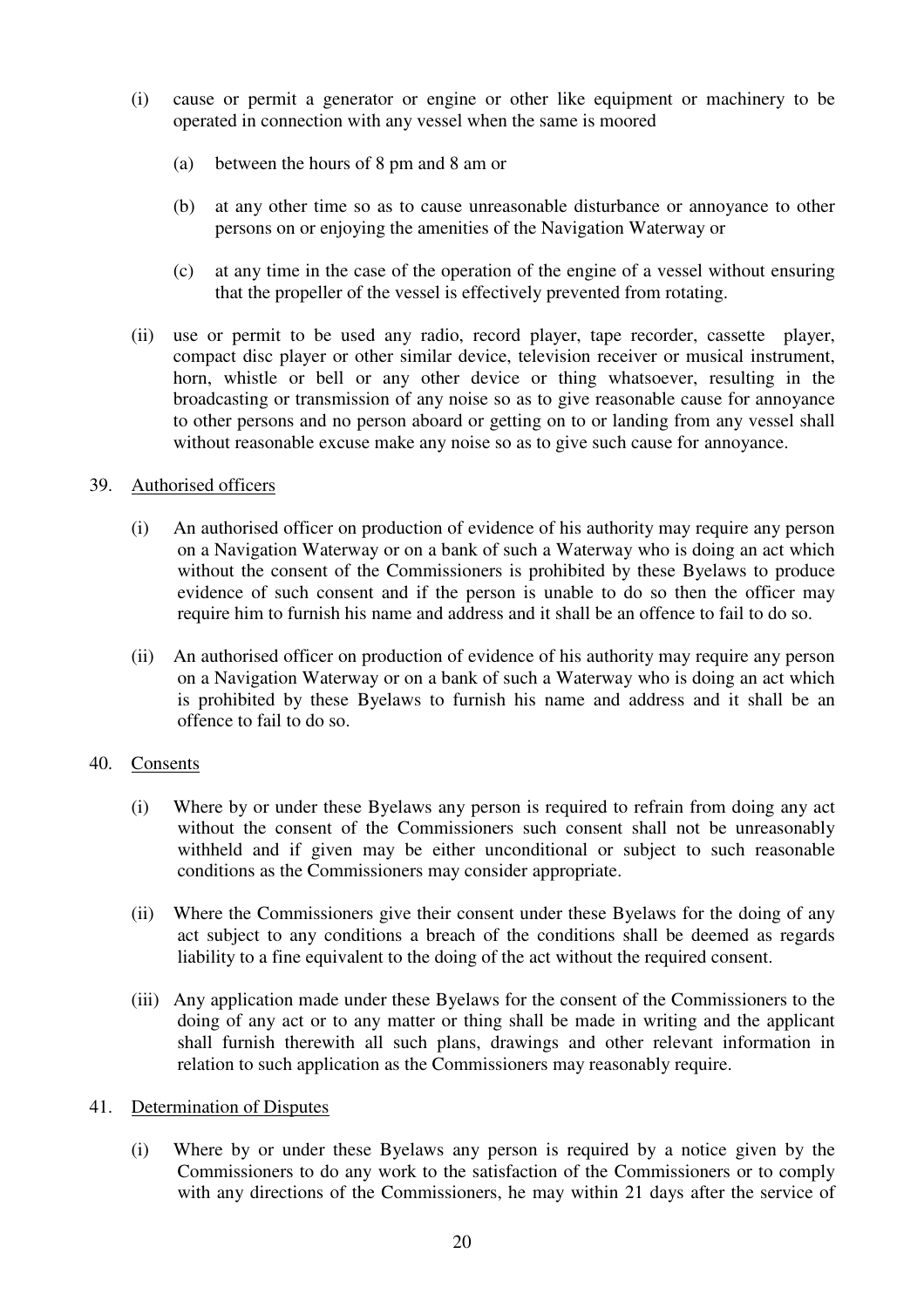(i) cause or permit a generator or engine or other like equipment or machinery to be operated in connection with any vessel when the same is moored

  (a) between the hours of 8 pm and 8 am or

  (b) at any other time so as to cause unreasonable disturbance or annoyance to other persons on or enjoying the amenities of the Navigation Waterway or

  (c) at any time in the case of the operation of the engine of a vessel without ensuring that the propeller of the vessel is effectively prevented from rotating.

(ii) use or permit to be used any radio, record player, tape recorder, cassette player, compact disc player or other similar device, television receiver or musical instrument, horn, whistle or bell or any other device or thing whatsoever, resulting in the broadcasting or transmission of any noise so as to give reasonable cause for annoyance to other persons and no person aboard or getting on to or landing from any vessel shall without reasonable excuse make any noise so as to give such cause for annoyance.

39. Authorised officers

(i) An authorised officer on production of evidence of his authority may require any person on a Navigation Waterway or on a bank of such a Waterway who is doing an act which without the consent of the Commissioners is prohibited by these Byelaws to produce evidence of such consent and if the person is unable to do so then the officer may require him to furnish his name and address and it shall be an offence to fail to do so.

(ii) An authorised officer on production of evidence of his authority may require any person on a Navigation Waterway or on a bank of such a Waterway who is doing an act which is prohibited by these Byelaws to furnish his name and address and it shall be an offence to fail to do so.

40. Consents

(i) Where by or under these Byelaws any person is required to refrain from doing any act without the consent of the Commissioners such consent shall not be unreasonably withheld and if given may be either unconditional or subject to such reasonable conditions as the Commissioners may consider appropriate.

(ii) Where the Commissioners give their consent under these Byelaws for the doing of any act subject to any conditions a breach of the conditions shall be deemed as regards liability to a fine equivalent to the doing of the act without the required consent.

(iii) Any application made under these Byelaws for the consent of the Commissioners to the doing of any act or to any matter or thing shall be made in writing and the applicant shall furnish therewith all such plans, drawings and other relevant information in relation to such application as the Commissioners may reasonably require.

41. Determination of Disputes

(i) Where by or under these Byelaws any person is required by a notice given by the Commissioners to do any work to the satisfaction of the Commissioners or to comply with any directions of the Commissioners, he may within 21 days after the service of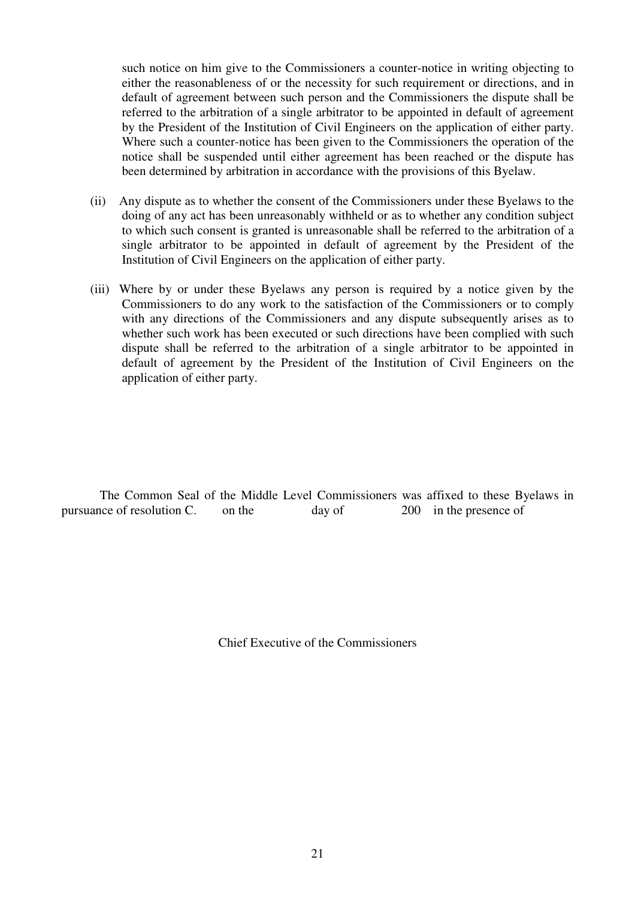such notice on him give to the Commissioners a counter-notice in writing objecting to either the reasonableness of or the necessity for such requirement or directions, and in default of agreement between such person and the Commissioners the dispute shall be referred to the arbitration of a single arbitrator to be appointed in default of agreement by the President of the Institution of Civil Engineers on the application of either party. Where such a counter-notice has been given to the Commissioners the operation of the notice shall be suspended until either agreement has been reached or the dispute has been determined by arbitration in accordance with the provisions of this Byelaw.

(ii) Any dispute as to whether the consent of the Commissioners under these Byelaws to the doing of any act has been unreasonably withheld or as to whether any condition subject to which such consent is granted is unreasonable shall be referred to the arbitration of a single arbitrator to be appointed in default of agreement by the President of the Institution of Civil Engineers on the application of either party.

(iii) Where by or under these Byelaws any person is required by a notice given by the Commissioners to do any work to the satisfaction of the Commissioners or to comply with any directions of the Commissioners and any dispute subsequently arises as to whether such work has been executed or such directions have been complied with such dispute shall be referred to the arbitration of a single arbitrator to be appointed in default of agreement by the President of the Institution of Civil Engineers on the application of either party.

The Common Seal of the Middle Level Commissioners was affixed to these Byelaws in pursuance of resolution C. on the day of 200 in the presence of

Chief Executive of the Commissioners